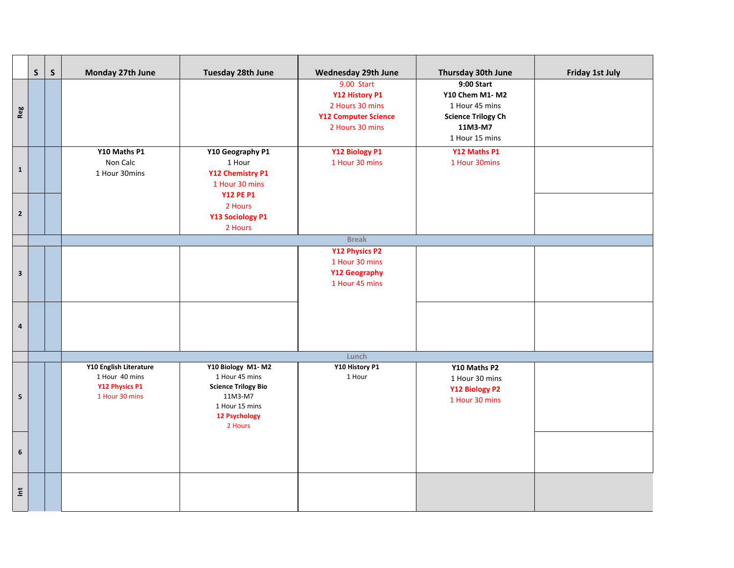| | S | S | Monday 27th June | Tuesday 28th June | Wednesday 29th June | Thursday 30th June | Friday 1st July |
|---|---|---|---|---|---|---|---|
| Reg | | | | | 9.00 Start<br>**Y12 History P1**<br>2 Hours 30 mins<br>**Y12 Computer Science**<br>2 Hours 30 mins | **9:00 Start**<br>**Y10 Chem M1- M2**<br>1 Hour 45 mins<br>**Science Trilogy Ch**<br>**11M3-M7**<br>1 Hour 15 mins | |
| 1 | | | **Y10 Maths P1**<br>Non Calc<br>1 Hour 30mins | **Y10 Geography P1**<br>1 Hour<br>**Y12 Chemistry P1**<br>1 Hour 30 mins<br>**Y12 PE P1**<br>2 Hours<br>**Y13 Sociology P1**<br>2 Hours | **Y12 Biology P1**<br>1 Hour 30 mins | **Y12 Maths P1**<br>1 Hour 30mins | |
| 2 | | | | | | | |
| | | | Break | | | | |
| 3 | | | | | **Y12 Physics P2**<br>1 Hour 30 mins<br>**Y12 Geography**<br>1 Hour 45 mins | | |
| 4 | | | | | | | |
| | | | Lunch | | | | |
| 5 | | | **Y10 English Literature**<br>1 Hour 40 mins<br>**Y12 Physics P1**<br>1 Hour 30 mins | **Y10 Biology M1- M2**<br>1 Hour 45 mins<br>**Science Trilogy Bio**<br>11M3-M7<br>1 Hour 15 mins<br>**12 Psychology**<br>2 Hours | **Y10 History P1**<br>1 Hour | **Y10 Maths P2**<br>1 Hour 30 mins<br>**Y12 Biology P2**<br>1 Hour 30 mins | |
| 6 | | | | | | | |
| Int | | | | | | | |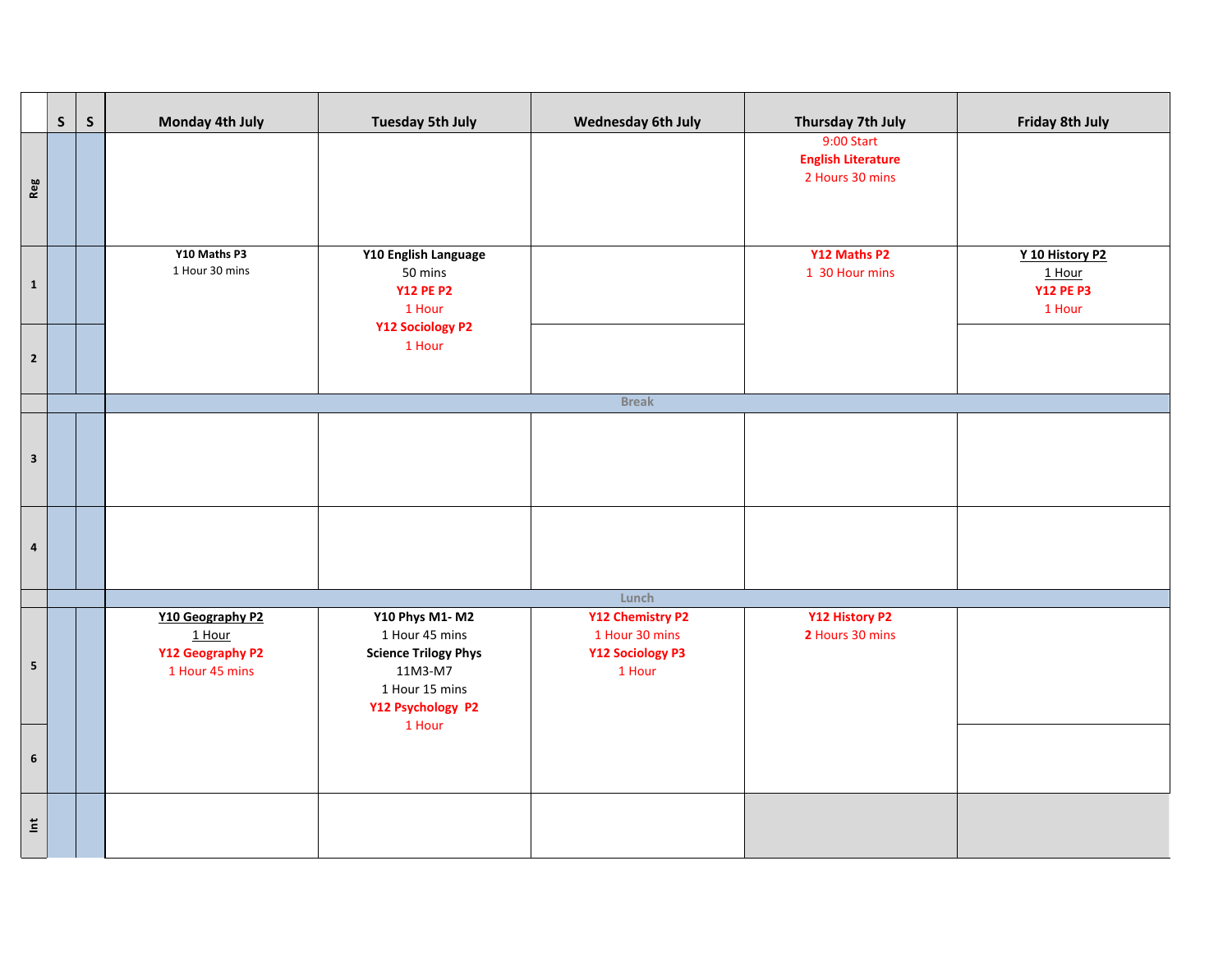| | S | S | Monday 4th July | Tuesday 5th July | Wednesday 6th July | Thursday 7th July | Friday 8th July |
|---|---|---|---|---|---|---|---|
| Reg | | | | | | 9:00 Start<br>**English Literature**<br>2 Hours 30 mins | |
| 1 | | | **Y10 Maths P3**<br>1 Hour 30 mins | **Y10 English Language**<br>50 mins<br>**Y12 PE P2**<br>1 Hour<br>**Y12 Sociology P2**<br>1 Hour | | **Y12 Maths P2**<br>1 30 Hour mins | **Y 10 History P2**<br>1 Hour<br>**Y12 PE P3**<br>1 Hour |
| 2 | | | | | | | |
| | | | Break | | | | |
| 3 | | | | | | | |
| 4 | | | | | | | |
| | | | Lunch | | | | |
| 5 | | | **Y10 Geography P2**<br>1 Hour<br>**Y12 Geography P2**<br>1 Hour 45 mins | **Y10 Phys M1- M2**<br>1 Hour 45 mins<br>**Science Trilogy Phys**<br>11M3-M7<br>1 Hour 15 mins<br>**Y12 Psychology P2**<br>1 Hour | **Y12 Chemistry P2**<br>1 Hour 30 mins<br>**Y12 Sociology P3**<br>1 Hour | **Y12 History P2**<br>**2** Hours 30 mins | |
| 6 | | | | | | | |
| Int | | | | | | | |